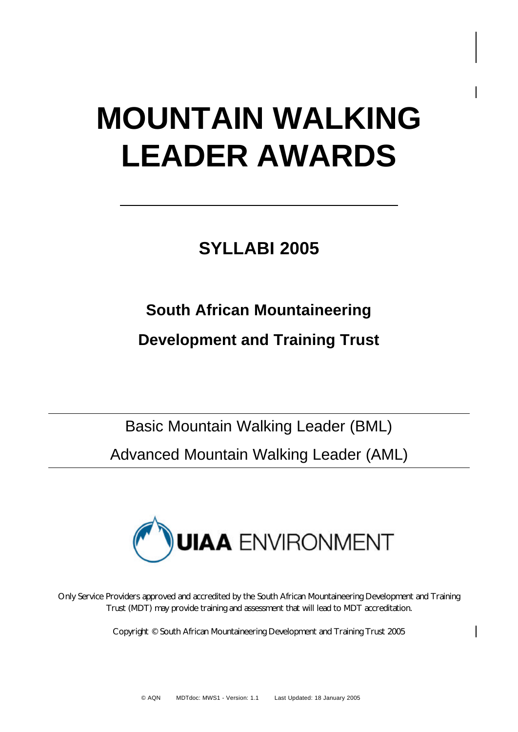# MOUNTAIN WALKING LEADER AWARDS

## SYLLABI 2005

### South African Mountaineering Development and Training Trust

Basic Mountain Walking Leader (BML)

Advanced Mountain Walking Leader (AML)

UIAA ENVIRONMENT

Only Service Providers approved and accredited by the South African Mountaineering Development and Training Trust (MDT) may provide training and assessment that will lead to MDT accreditation.

Copyright © South African Mountaineering Development and Training Trust 2005

© AQN MDTdoc: MWS1 - Version: 1.1 Last Updated: 18 January 2005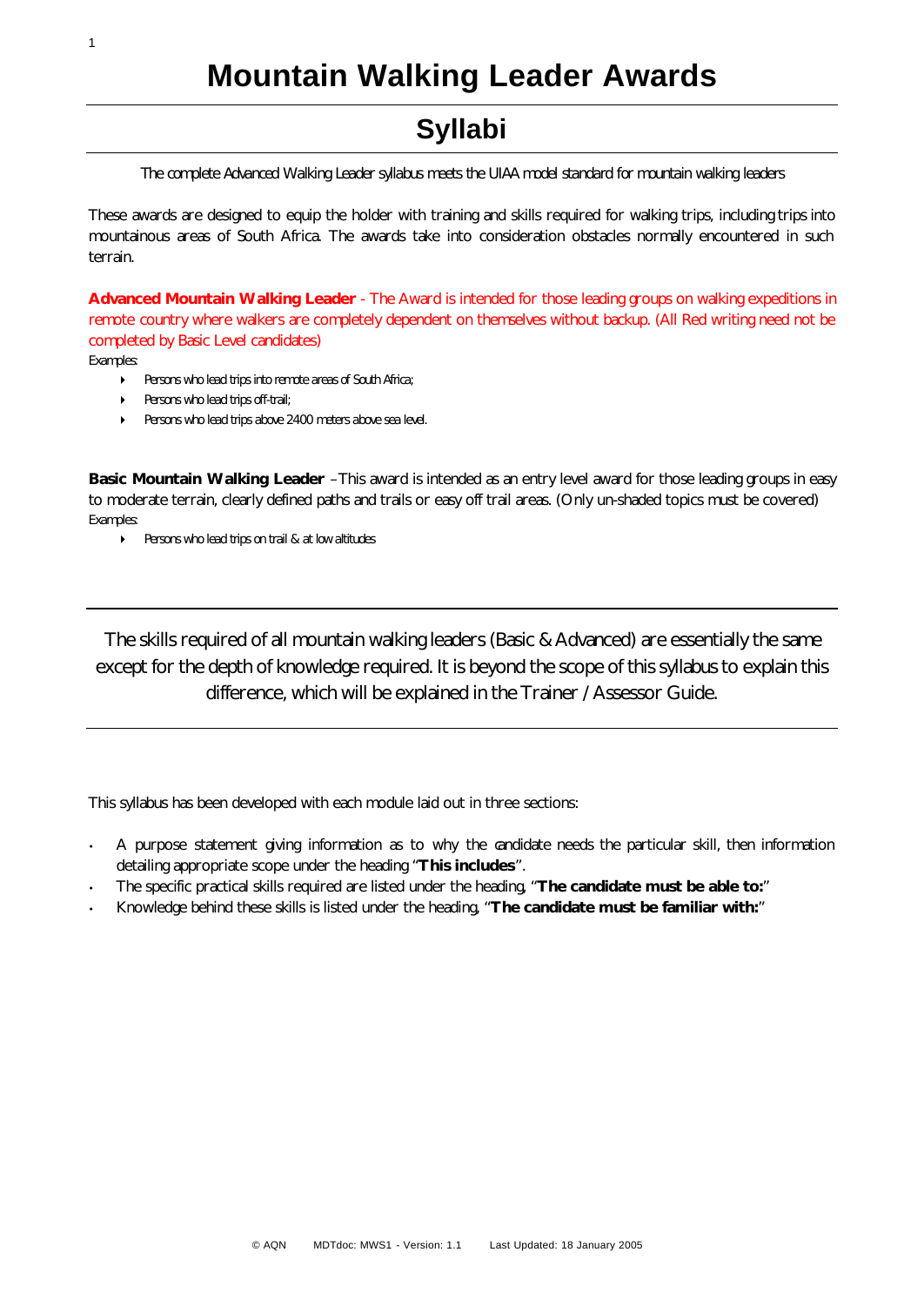# Mountain Walking Leader Awards

## Syllabi

The complete Advanced Walking Leader syllabus meets the UIAA model standard for mountain walking leaders

These awards are designed to equip the holder with training and skills required for walking trips, including trips into mountainous areas of South Africa. The awards take into consideration obstacles normally encountered in such terrain.

**Advanced Mountain Walking Leader** - The Award is intended for those leading groups on walking expeditions in remote country where walkers are completely dependent on themselves without backup. (All Red writing need not be completed by Basic Level candidates)

Examples:

- Persons who lead trips into remote areas of South Africa;
- Persons who lead trips off-trail;
- Persons who lead trips above 2400 meters above sea level.

**Basic Mountain Walking Leader** –This award is intended as an entry level award for those leading groups in easy to moderate terrain, clearly defined paths and trails or easy off trail areas. (Only un-shaded topics must be covered)

Examples:

- Persons who lead trips on trail & at low altitudes

---

The skills required of all mountain walking leaders (Basic & Advanced) are essentially the same except for the depth of knowledge required. It is beyond the scope of this syllabus to explain this difference, which will be explained in the Trainer / Assessor Guide.

---

This syllabus has been developed with each module laid out in three sections:

- A purpose statement giving information as to why the candidate needs the particular skill, then information detailing appropriate scope under the heading "**This includes**".
- The specific practical skills required are listed under the heading, "**The candidate must be able to:**"
- Knowledge behind these skills is listed under the heading, "**The candidate must be familiar with:**"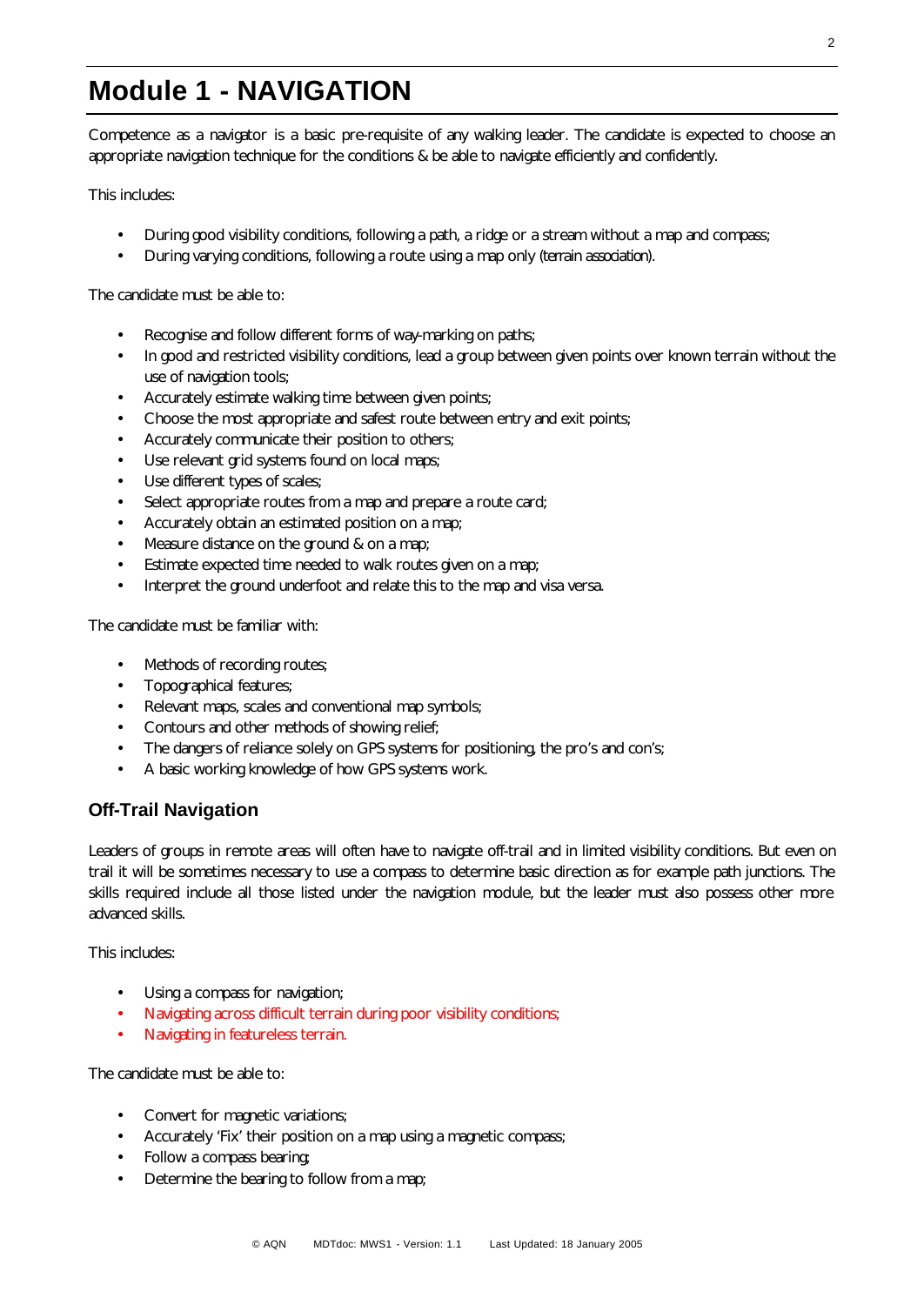# Module 1 - NAVIGATION

Competence as a navigator is a basic pre-requisite of any walking leader. The candidate is expected to choose an appropriate navigation technique for the conditions & be able to navigate efficiently and confidently.

This includes:

- During good visibility conditions, following a path, a ridge or a stream without a map and compass;
- During varying conditions, following a route using a map only (terrain association).

The candidate must be able to:

- Recognise and follow different forms of way-marking on paths;
- In good and restricted visibility conditions, lead a group between given points over known terrain without the use of navigation tools;
- Accurately estimate walking time between given points;
- Choose the most appropriate and safest route between entry and exit points;
- Accurately communicate their position to others;
- Use relevant grid systems found on local maps;
- Use different types of scales;
- Select appropriate routes from a map and prepare a route card;
- Accurately obtain an estimated position on a map;
- Measure distance on the ground & on a map;
- Estimate expected time needed to walk routes given on a map;
- Interpret the ground underfoot and relate this to the map and visa versa.

The candidate must be familiar with:

- Methods of recording routes;
- Topographical features;
- Relevant maps, scales and conventional map symbols;
- Contours and other methods of showing relief;
- The dangers of reliance solely on GPS systems for positioning, the pro's and con's;
- A basic working knowledge of how GPS systems work.

## Off-Trail Navigation

Leaders of groups in remote areas will often have to navigate off-trail and in limited visibility conditions. But even on trail it will be sometimes necessary to use a compass to determine basic direction as for example path junctions. The skills required include all those listed under the navigation module, but the leader must also possess other more advanced skills.

This includes:

- Using a compass for navigation;
- Navigating across difficult terrain during poor visibility conditions;
- Navigating in featureless terrain.

The candidate must be able to:

- Convert for magnetic variations;
- Accurately 'Fix' their position on a map using a magnetic compass;
- Follow a compass bearing;
- Determine the bearing to follow from a map;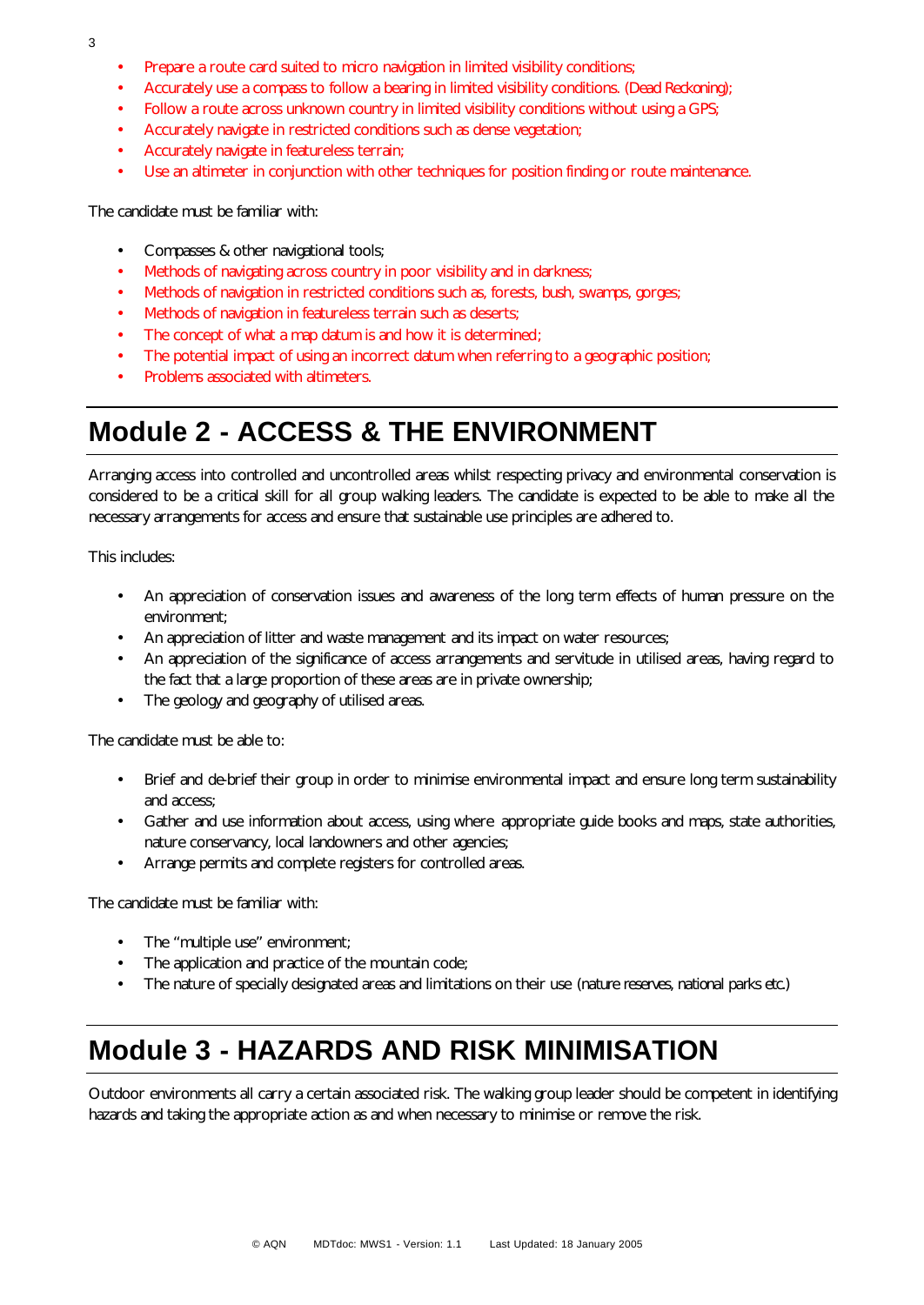- Prepare a route card suited to micro navigation in limited visibility conditions;
- Accurately use a compass to follow a bearing in limited visibility conditions. (Dead Reckoning);
- Follow a route across unknown country in limited visibility conditions without using a GPS;
- Accurately navigate in restricted conditions such as dense vegetation;
- Accurately navigate in featureless terrain;
- Use an altimeter in conjunction with other techniques for position finding or route maintenance.

The candidate must be familiar with:

- Compasses & other navigational tools;
- Methods of navigating across country in poor visibility and in darkness;
- Methods of navigation in restricted conditions such as, forests, bush, swamps, gorges;
- Methods of navigation in featureless terrain such as deserts;
- The concept of what a map datum is and how it is determined;
- The potential impact of using an incorrect datum when referring to a geographic position;
- Problems associated with altimeters.

# Module 2 - ACCESS & THE ENVIRONMENT

Arranging access into controlled and uncontrolled areas whilst respecting privacy and environmental conservation is considered to be a critical skill for all group walking leaders. The candidate is expected to be able to make all the necessary arrangements for access and ensure that sustainable use principles are adhered to.

This includes:

- An appreciation of conservation issues and awareness of the long term effects of human pressure on the environment;
- An appreciation of litter and waste management and its impact on water resources;
- An appreciation of the significance of access arrangements and servitude in utilised areas, having regard to the fact that a large proportion of these areas are in private ownership;
- The geology and geography of utilised areas.

The candidate must be able to:

- Brief and de-brief their group in order to minimise environmental impact and ensure long term sustainability and access;
- Gather and use information about access, using where appropriate guide books and maps, state authorities, nature conservancy, local landowners and other agencies;
- Arrange permits and complete registers for controlled areas.

The candidate must be familiar with:

- The "multiple use" environment;
- The application and practice of the mountain code;
- The nature of specially designated areas and limitations on their use (nature reserves, national parks etc.)

# Module 3 - HAZARDS AND RISK MINIMISATION

Outdoor environments all carry a certain associated risk. The walking group leader should be competent in identifying hazards and taking the appropriate action as and when necessary to minimise or remove the risk.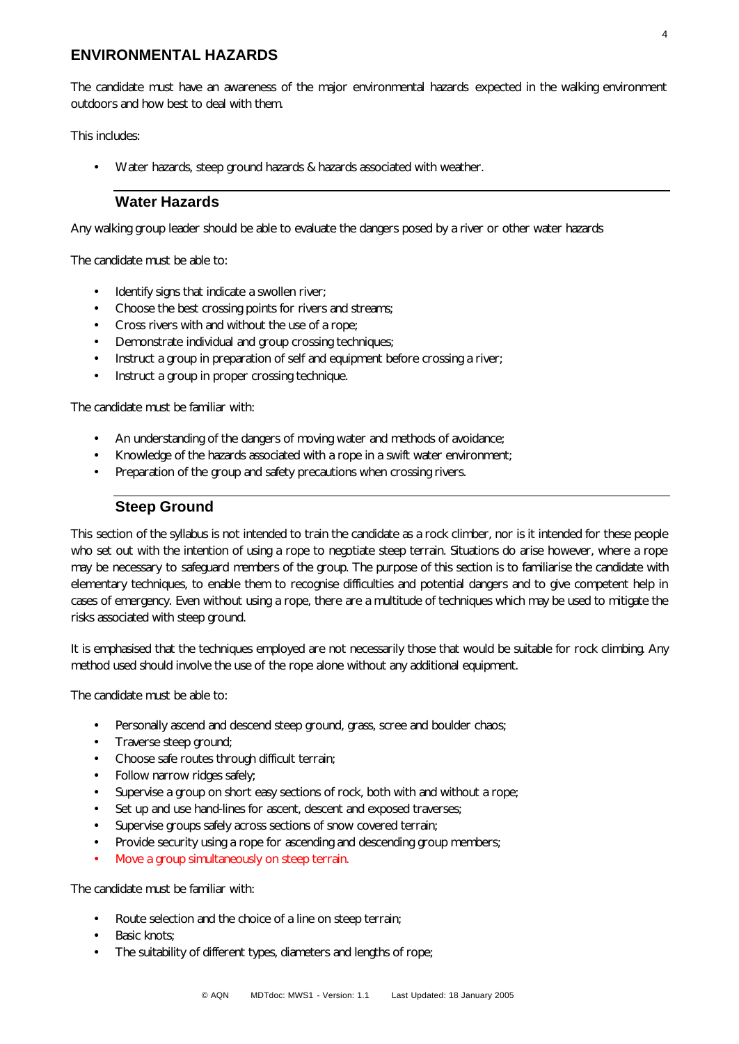## ENVIRONMENTAL HAZARDS

The candidate must have an awareness of the major environmental hazards expected in the walking environment outdoors and how best to deal with them.

This includes:

- Water hazards, steep ground hazards & hazards associated with weather.

### Water Hazards

Any walking group leader should be able to evaluate the dangers posed by a river or other water hazards

The candidate must be able to:

- Identify signs that indicate a swollen river;
- Choose the best crossing points for rivers and streams;
- Cross rivers with and without the use of a rope;
- Demonstrate individual and group crossing techniques;
- Instruct a group in preparation of self and equipment before crossing a river;
- Instruct a group in proper crossing technique.

The candidate must be familiar with:

- An understanding of the dangers of moving water and methods of avoidance;
- Knowledge of the hazards associated with a rope in a swift water environment;
- Preparation of the group and safety precautions when crossing rivers.

### Steep Ground

This section of the syllabus is not intended to train the candidate as a rock climber, nor is it intended for these people who set out with the intention of using a rope to negotiate steep terrain. Situations do arise however, where a rope may be necessary to safeguard members of the group. The purpose of this section is to familiarise the candidate with elementary techniques, to enable them to recognise difficulties and potential dangers and to give competent help in cases of emergency. Even without using a rope, there are a multitude of techniques which may be used to mitigate the risks associated with steep ground.

It is emphasised that the techniques employed are not necessarily those that would be suitable for rock climbing. Any method used should involve the use of the rope alone without any additional equipment.

The candidate must be able to:

- Personally ascend and descend steep ground, grass, scree and boulder chaos;
- Traverse steep ground;
- Choose safe routes through difficult terrain;
- Follow narrow ridges safely;
- Supervise a group on short easy sections of rock, both with and without a rope;
- Set up and use hand-lines for ascent, descent and exposed traverses;
- Supervise groups safely across sections of snow covered terrain;
- Provide security using a rope for ascending and descending group members;
- Move a group simultaneously on steep terrain.

The candidate must be familiar with:

- Route selection and the choice of a line on steep terrain;
- Basic knots;
- The suitability of different types, diameters and lengths of rope;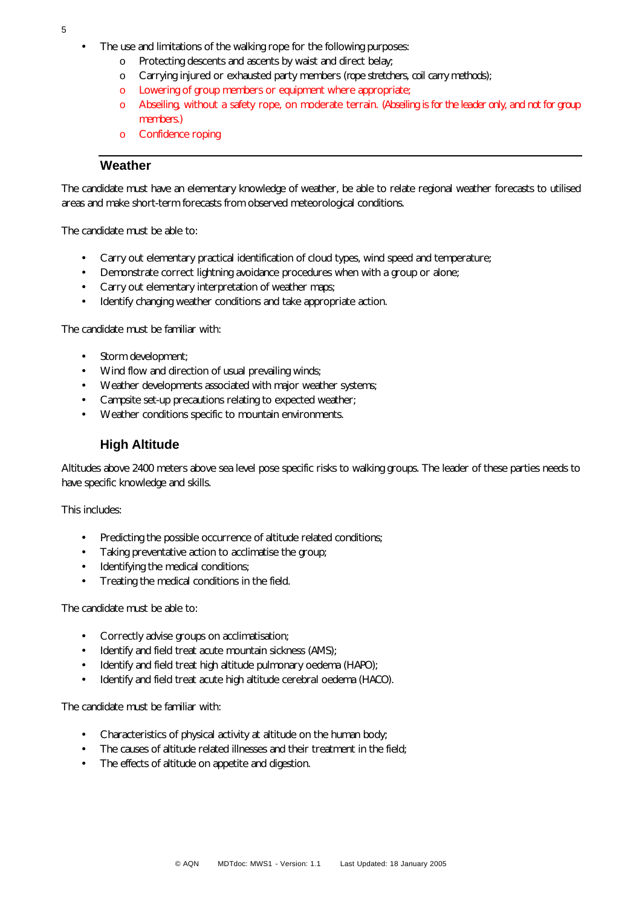- The use and limitations of the walking rope for the following purposes:
    - Protecting descents and ascents by waist and direct belay;
    - Carrying injured or exhausted party members (rope stretchers, coil carry methods);
    - Lowering of group members or equipment where appropriate;
    - Abseiling, without a safety rope, on moderate terrain. (Abseiling is for the leader only, and not for group members.)
    - Confidence roping

## Weather

The candidate must have an elementary knowledge of weather, be able to relate regional weather forecasts to utilised areas and make short-term forecasts from observed meteorological conditions.

The candidate must be able to:

- Carry out elementary practical identification of cloud types, wind speed and temperature;
- Demonstrate correct lightning avoidance procedures when with a group or alone;
- Carry out elementary interpretation of weather maps;
- Identify changing weather conditions and take appropriate action.

The candidate must be familiar with:

- Storm development;
- Wind flow and direction of usual prevailing winds;
- Weather developments associated with major weather systems;
- Campsite set-up precautions relating to expected weather;
- Weather conditions specific to mountain environments.

## High Altitude

Altitudes above 2400 meters above sea level pose specific risks to walking groups. The leader of these parties needs to have specific knowledge and skills.

This includes:

- Predicting the possible occurrence of altitude related conditions;
- Taking preventative action to acclimatise the group;
- Identifying the medical conditions;
- Treating the medical conditions in the field.

The candidate must be able to:

- Correctly advise groups on acclimatisation;
- Identify and field treat acute mountain sickness (AMS);
- Identify and field treat high altitude pulmonary oedema (HAPO);
- Identify and field treat acute high altitude cerebral oedema (HACO).

The candidate must be familiar with:

- Characteristics of physical activity at altitude on the human body;
- The causes of altitude related illnesses and their treatment in the field;
- The effects of altitude on appetite and digestion.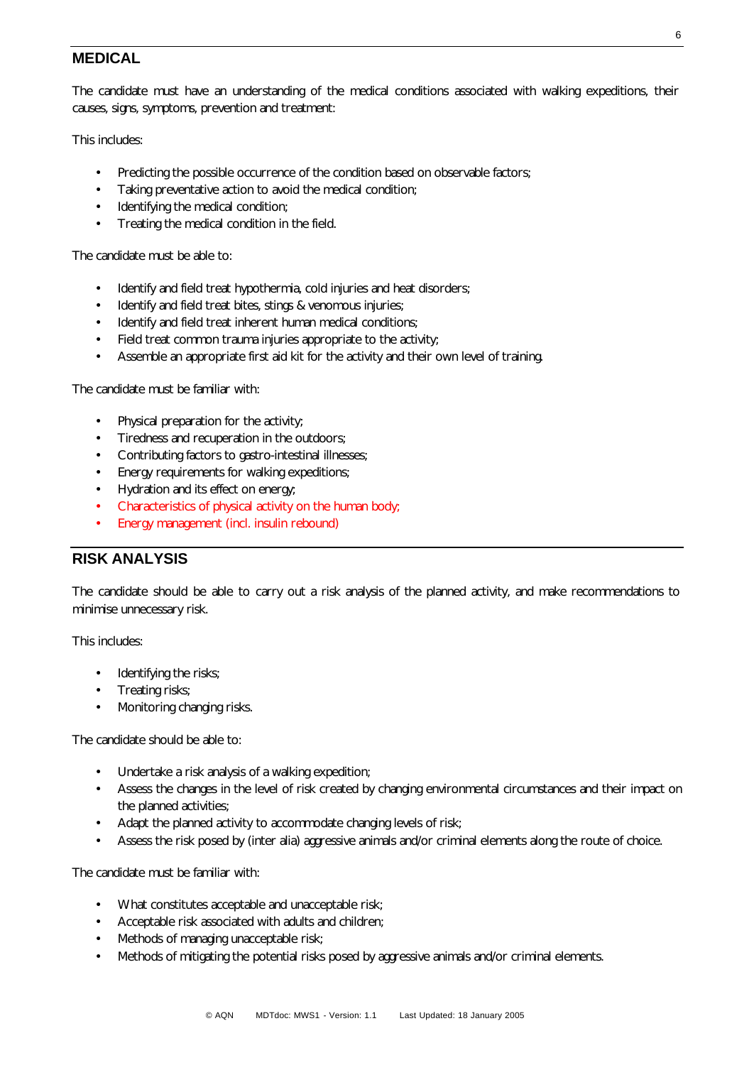## MEDICAL

The candidate must have an understanding of the medical conditions associated with walking expeditions, their causes, signs, symptoms, prevention and treatment:

This includes:

- Predicting the possible occurrence of the condition based on observable factors;
- Taking preventative action to avoid the medical condition;
- Identifying the medical condition;
- Treating the medical condition in the field.

The candidate must be able to:

- Identify and field treat hypothermia, cold injuries and heat disorders;
- Identify and field treat bites, stings & venomous injuries;
- Identify and field treat inherent human medical conditions;
- Field treat common trauma injuries appropriate to the activity;
- Assemble an appropriate first aid kit for the activity and their own level of training.

The candidate must be familiar with:

- Physical preparation for the activity;
- Tiredness and recuperation in the outdoors;
- Contributing factors to gastro-intestinal illnesses;
- Energy requirements for walking expeditions;
- Hydration and its effect on energy;
- Characteristics of physical activity on the human body;
- Energy management (incl. insulin rebound)

## RISK ANALYSIS

The candidate should be able to carry out a risk analysis of the planned activity, and make recommendations to minimise unnecessary risk.

This includes:

- Identifying the risks;
- Treating risks;
- Monitoring changing risks.

The candidate should be able to:

- Undertake a risk analysis of a walking expedition;
- Assess the changes in the level of risk created by changing environmental circumstances and their impact on the planned activities;
- Adapt the planned activity to accommodate changing levels of risk;
- Assess the risk posed by (inter alia) aggressive animals and/or criminal elements along the route of choice.

The candidate must be familiar with:

- What constitutes acceptable and unacceptable risk;
- Acceptable risk associated with adults and children;
- Methods of managing unacceptable risk;
- Methods of mitigating the potential risks posed by aggressive animals and/or criminal elements.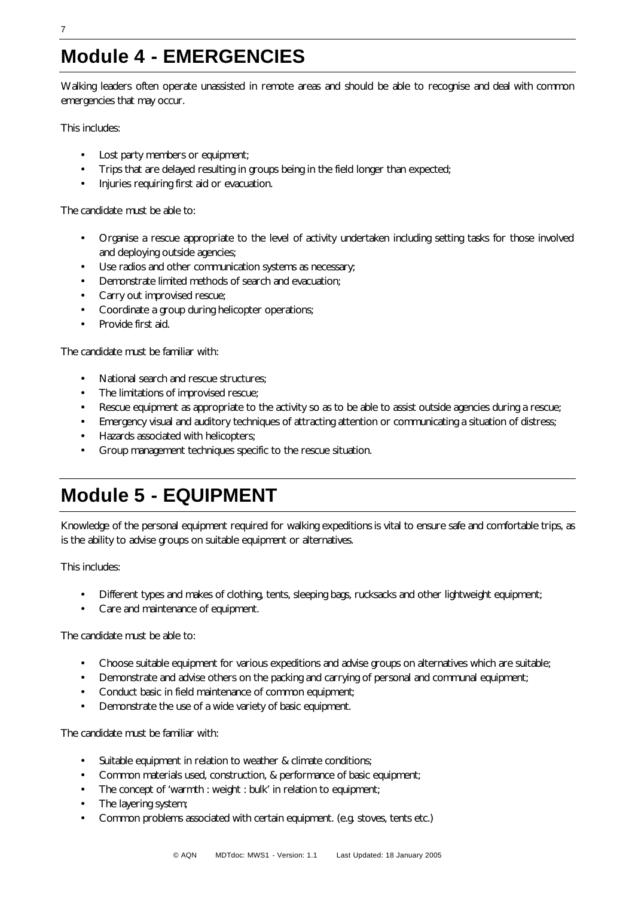# Module 4 - EMERGENCIES

Walking leaders often operate unassisted in remote areas and should be able to recognise and deal with common emergencies that may occur.

This includes:

- Lost party members or equipment;
- Trips that are delayed resulting in groups being in the field longer than expected;
- Injuries requiring first aid or evacuation.

The candidate must be able to:

- Organise a rescue appropriate to the level of activity undertaken including setting tasks for those involved and deploying outside agencies;
- Use radios and other communication systems as necessary;
- Demonstrate limited methods of search and evacuation;
- Carry out improvised rescue;
- Coordinate a group during helicopter operations;
- Provide first aid.

The candidate must be familiar with:

- National search and rescue structures;
- The limitations of improvised rescue;
- Rescue equipment as appropriate to the activity so as to be able to assist outside agencies during a rescue;
- Emergency visual and auditory techniques of attracting attention or communicating a situation of distress;
- Hazards associated with helicopters;
- Group management techniques specific to the rescue situation.

# Module 5 - EQUIPMENT

Knowledge of the personal equipment required for walking expeditions is vital to ensure safe and comfortable trips, as is the ability to advise groups on suitable equipment or alternatives.

This includes:

- Different types and makes of clothing, tents, sleeping bags, rucksacks and other lightweight equipment;
- Care and maintenance of equipment.

The candidate must be able to:

- Choose suitable equipment for various expeditions and advise groups on alternatives which are suitable;
- Demonstrate and advise others on the packing and carrying of personal and communal equipment;
- Conduct basic in field maintenance of common equipment;
- Demonstrate the use of a wide variety of basic equipment.

The candidate must be familiar with:

- Suitable equipment in relation to weather & climate conditions;
- Common materials used, construction, & performance of basic equipment;
- The concept of 'warmth : weight : bulk' in relation to equipment;
- The layering system;
- Common problems associated with certain equipment. (e.g. stoves, tents etc.)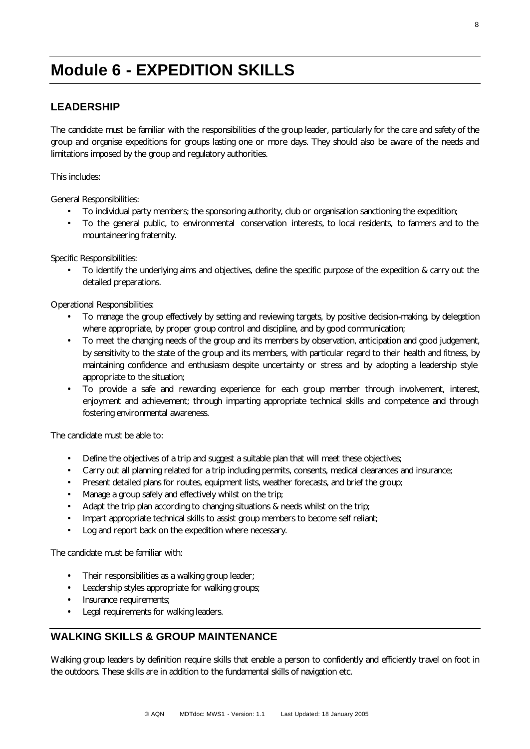# Module 6 - EXPEDITION SKILLS

## LEADERSHIP

The candidate must be familiar with the responsibilities of the group leader, particularly for the care and safety of the group and organise expeditions for groups lasting one or more days. They should also be aware of the needs and limitations imposed by the group and regulatory authorities.

This includes:

General Responsibilities:

- To individual party members; the sponsoring authority, club or organisation sanctioning the expedition;
- To the general public, to environmental conservation interests, to local residents, to farmers and to the mountaineering fraternity.

Specific Responsibilities:

- To identify the underlying aims and objectives, define the specific purpose of the expedition & carry out the detailed preparations.

Operational Responsibilities:

- To manage the group effectively by setting and reviewing targets, by positive decision-making, by delegation where appropriate, by proper group control and discipline, and by good communication;
- To meet the changing needs of the group and its members by observation, anticipation and good judgement, by sensitivity to the state of the group and its members, with particular regard to their health and fitness, by maintaining confidence and enthusiasm despite uncertainty or stress and by adopting a leadership style appropriate to the situation;
- To provide a safe and rewarding experience for each group member through involvement, interest, enjoyment and achievement; through imparting appropriate technical skills and competence and through fostering environmental awareness.

The candidate must be able to:

- Define the objectives of a trip and suggest a suitable plan that will meet these objectives;
- Carry out all planning related for a trip including permits, consents, medical clearances and insurance;
- Present detailed plans for routes, equipment lists, weather forecasts, and brief the group;
- Manage a group safely and effectively whilst on the trip;
- Adapt the trip plan according to changing situations & needs whilst on the trip;
- Impart appropriate technical skills to assist group members to become self reliant;
- Log and report back on the expedition where necessary.

The candidate must be familiar with:

- Their responsibilities as a walking group leader;
- Leadership styles appropriate for walking groups;
- Insurance requirements;
- Legal requirements for walking leaders.

## WALKING SKILLS & GROUP MAINTENANCE

Walking group leaders by definition require skills that enable a person to confidently and efficiently travel on foot in the outdoors. These skills are in addition to the fundamental skills of navigation etc.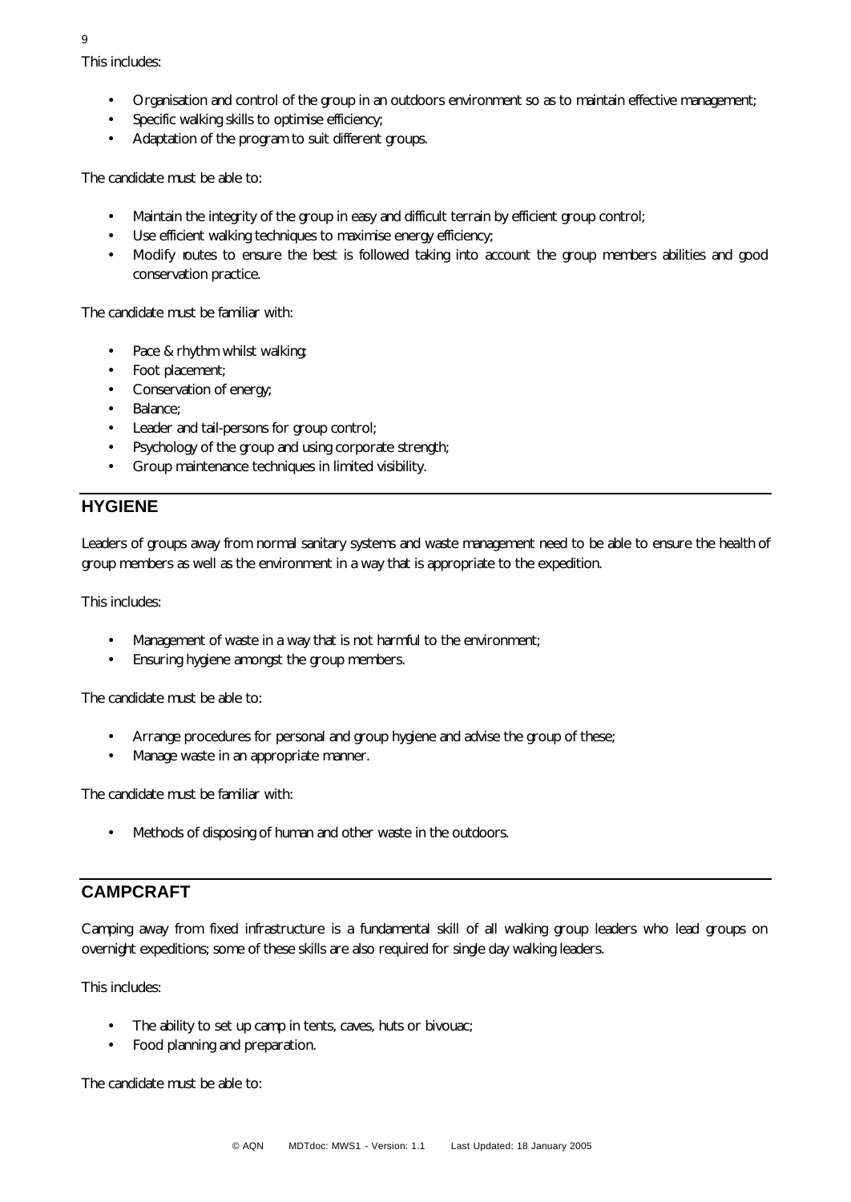This includes:

- Organisation and control of the group in an outdoors environment so as to maintain effective management;
- Specific walking skills to optimise efficiency;
- Adaptation of the program to suit different groups.

The candidate must be able to:

- Maintain the integrity of the group in easy and difficult terrain by efficient group control;
- Use efficient walking techniques to maximise energy efficiency;
- Modify routes to ensure the best is followed taking into account the group members abilities and good conservation practice.

The candidate must be familiar with:

- Pace & rhythm whilst walking;
- Foot placement;
- Conservation of energy;
- Balance;
- Leader and tail-persons for group control;
- Psychology of the group and using corporate strength;
- Group maintenance techniques in limited visibility.

## HYGIENE

Leaders of groups away from normal sanitary systems and waste management need to be able to ensure the health of group members as well as the environment in a way that is appropriate to the expedition.

This includes:

- Management of waste in a way that is not harmful to the environment;
- Ensuring hygiene amongst the group members.

The candidate must be able to:

- Arrange procedures for personal and group hygiene and advise the group of these;
- Manage waste in an appropriate manner.

The candidate must be familiar with:

- Methods of disposing of human and other waste in the outdoors.

## CAMPCRAFT

Camping away from fixed infrastructure is a fundamental skill of all walking group leaders who lead groups on overnight expeditions; some of these skills are also required for single day walking leaders.

This includes:

- The ability to set up camp in tents, caves, huts or bivouac;
- Food planning and preparation.

The candidate must be able to: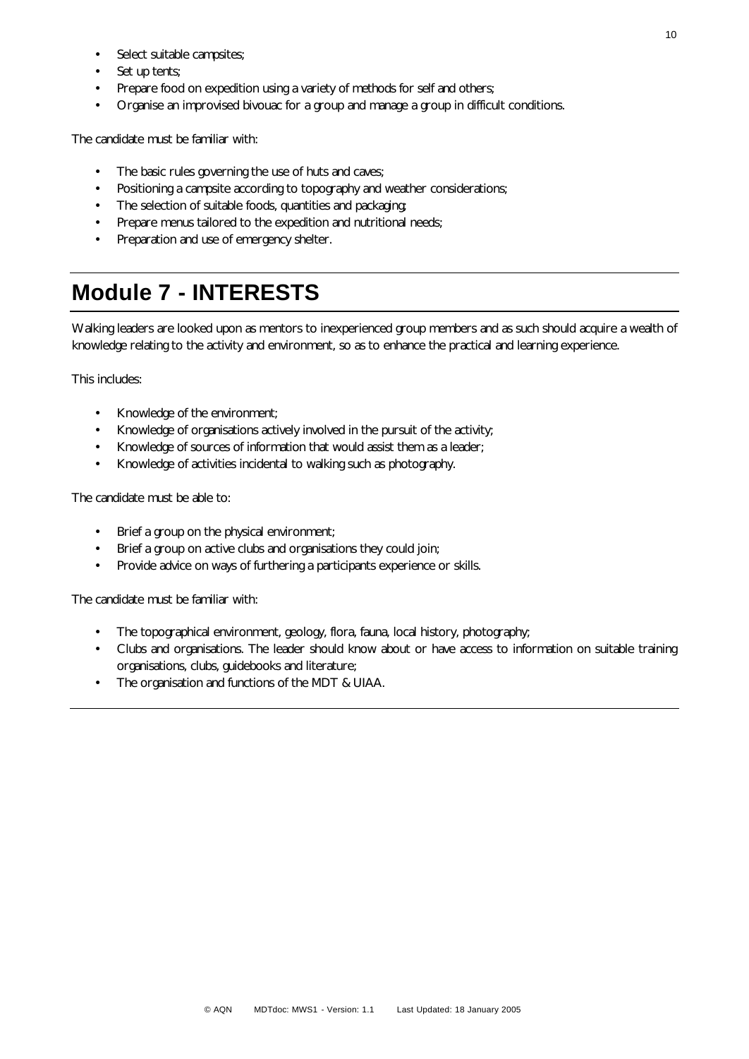- Select suitable campsites;
- Set up tents;
- Prepare food on expedition using a variety of methods for self and others;
- Organise an improvised bivouac for a group and manage a group in difficult conditions.

The candidate must be familiar with:

- The basic rules governing the use of huts and caves;
- Positioning a campsite according to topography and weather considerations;
- The selection of suitable foods, quantities and packaging;
- Prepare menus tailored to the expedition and nutritional needs;
- Preparation and use of emergency shelter.

# Module 7 - INTERESTS

Walking leaders are looked upon as mentors to inexperienced group members and as such should acquire a wealth of knowledge relating to the activity and environment, so as to enhance the practical and learning experience.

This includes:

- Knowledge of the environment;
- Knowledge of organisations actively involved in the pursuit of the activity;
- Knowledge of sources of information that would assist them as a leader;
- Knowledge of activities incidental to walking such as photography.

The candidate must be able to:

- Brief a group on the physical environment;
- Brief a group on active clubs and organisations they could join;
- Provide advice on ways of furthering a participants experience or skills.

The candidate must be familiar with:

- The topographical environment, geology, flora, fauna, local history, photography;
- Clubs and organisations. The leader should know about or have access to information on suitable training organisations, clubs, guidebooks and literature;
- The organisation and functions of the MDT & UIAA.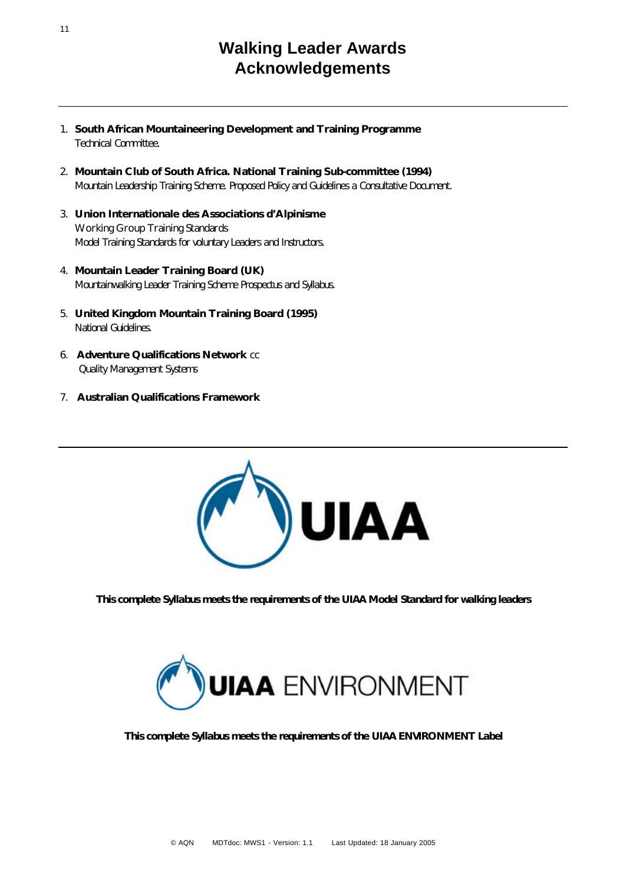# Walking Leader Awards Acknowledgements

1. **South African Mountaineering Development and Training Programme**
   Technical Committee.

2. **Mountain Club of South Africa. National Training Sub-committee (1994)**
   Mountain Leadership Training Scheme. Proposed Policy and Guidelines a Consultative Document.

3. **Union Internationale des Associations d'Alpinisme**
   Working Group Training Standards
   Model Training Standards for voluntary Leaders and Instructors.

4. **Mountain Leader Training Board (UK)**
   Mountainwalking Leader Training Scheme Prospectus and Syllabus.

5. **United Kingdom Mountain Training Board (1995)**
   National Guidelines.

6. **Adventure Qualifications Network** cc
   Quality Management Systems

7. **Australian Qualifications Framework**

---

UIAA

**This complete Syllabus meets the requirements of the UIAA Model Standard for walking leaders**

UIAA ENVIRONMENT

**This complete Syllabus meets the requirements of the UIAA ENVIRONMENT Label**

© AQN MDTdoc: MWS1 - Version: 1.1 Last Updated: 18 January 2005